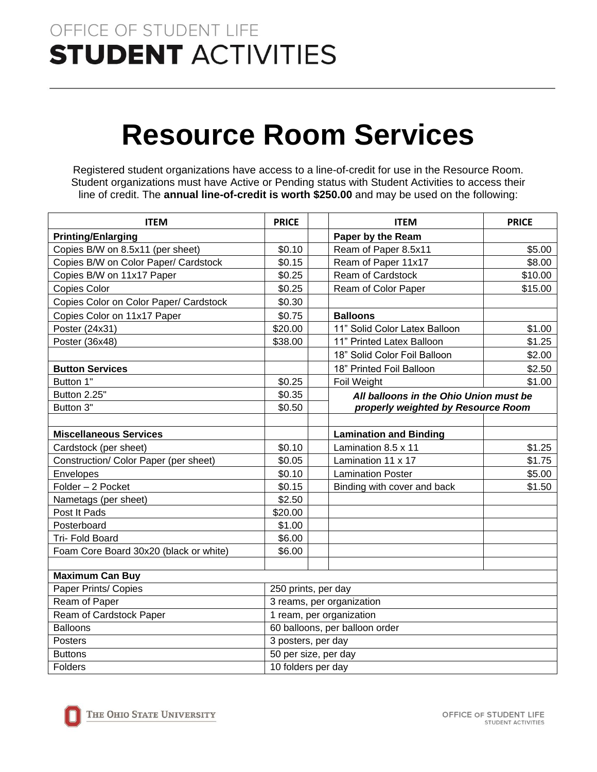OFFICE OF STUDENT LIFE
**STUDENT** ACTIVITIES

# Resource Room Services

Registered student organizations have access to a line-of-credit for use in the Resource Room. Student organizations must have Active or Pending status with Student Activities to access their line of credit. The **annual line-of-credit is worth $250.00** and may be used on the following:

| ITEM | PRICE | | ITEM | PRICE |
|---|---|---|---|---|
| **Printing/Enlarging** | | | **Paper by the Ream** | |
| Copies B/W on 8.5x11 (per sheet) | $0.10 | | Ream of Paper 8.5x11 | $5.00 |
| Copies B/W on Color Paper/ Cardstock | $0.15 | | Ream of Paper 11x17 | $8.00 |
| Copies B/W on 11x17 Paper | $0.25 | | Ream of Cardstock | $10.00 |
| Copies Color | $0.25 | | Ream of Color Paper | $15.00 |
| Copies Color on Color Paper/ Cardstock | $0.30 | | | |
| Copies Color on 11x17 Paper | $0.75 | | **Balloons** | |
| Poster (24x31) | $20.00 | | 11" Solid Color Latex Balloon | $1.00 |
| Poster (36x48) | $38.00 | | 11" Printed Latex Balloon | $1.25 |
| | | | 18" Solid Color Foil Balloon | $2.00 |
| **Button Services** | | | 18" Printed Foil Balloon | $2.50 |
| Button 1" | $0.25 | | Foil Weight | $1.00 |
| Button 2.25" | $0.35 | | ***All balloons in the Ohio Union must be*** | |
| Button 3" | $0.50 | | ***properly weighted by Resource Room*** | |
| | | | | |
| **Miscellaneous Services** | | | **Lamination and Binding** | |
| Cardstock (per sheet) | $0.10 | | Lamination 8.5 x 11 | $1.25 |
| Construction/ Color Paper (per sheet) | $0.05 | | Lamination 11 x 17 | $1.75 |
| Envelopes | $0.10 | | Lamination Poster | $5.00 |
| Folder – 2 Pocket | $0.15 | | Binding with cover and back | $1.50 |
| Nametags (per sheet) | $2.50 | | | |
| Post It Pads | $20.00 | | | |
| Posterboard | $1.00 | | | |
| Tri- Fold Board | $6.00 | | | |
| Foam Core Board 30x20 (black or white) | $6.00 | | | |

| **Maximum Can Buy** | |
|---|---|
| Paper Prints/ Copies | 250 prints, per day |
| Ream of Paper | 3 reams, per organization |
| Ream of Cardstock Paper | 1 ream, per organization |
| Balloons | 60 balloons, per balloon order |
| Posters | 3 posters, per day |
| Buttons | 50 per size, per day |
| Folders | 10 folders per day |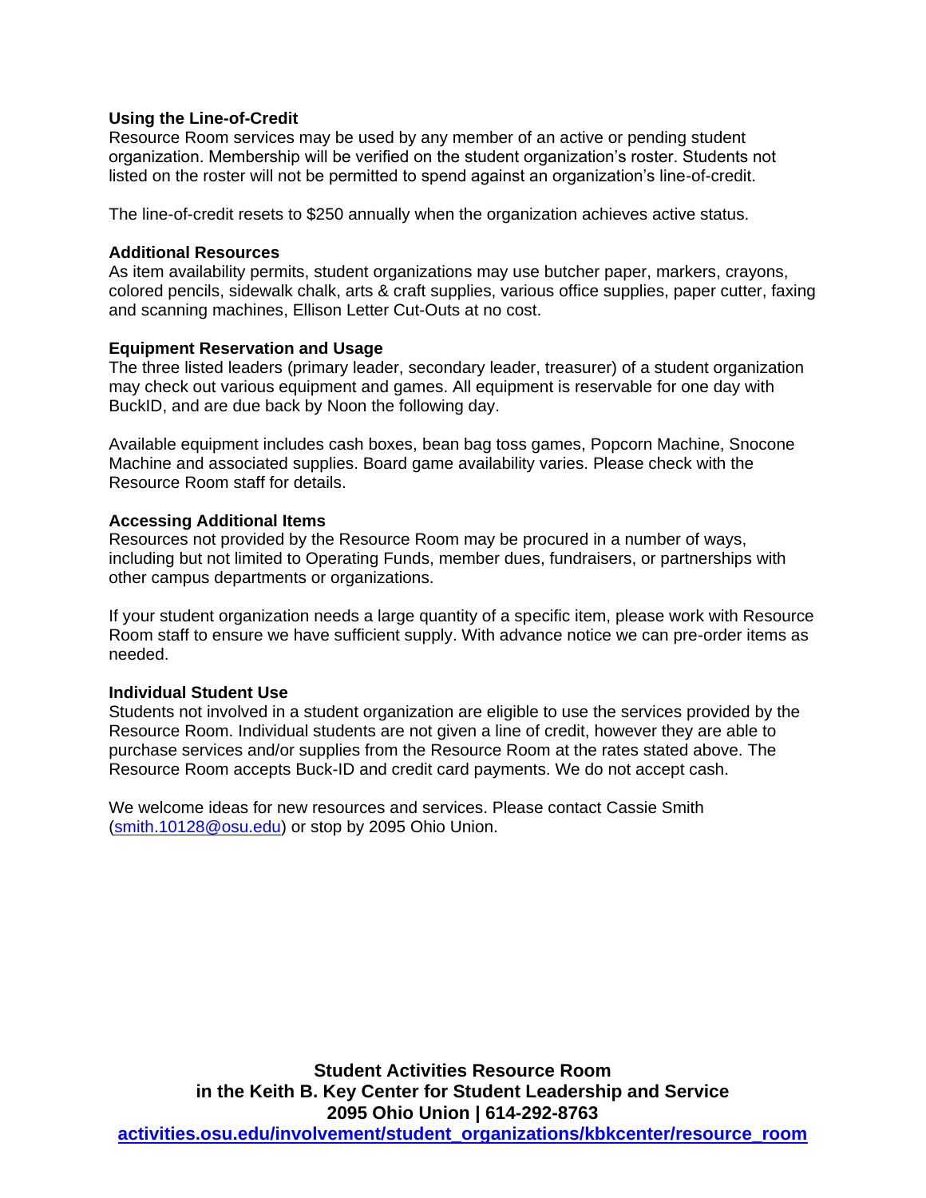**Using the Line-of-Credit**

Resource Room services may be used by any member of an active or pending student organization. Membership will be verified on the student organization's roster. Students not listed on the roster will not be permitted to spend against an organization's line-of-credit.

The line-of-credit resets to $250 annually when the organization achieves active status.

**Additional Resources**

As item availability permits, student organizations may use butcher paper, markers, crayons, colored pencils, sidewalk chalk, arts & craft supplies, various office supplies, paper cutter, faxing and scanning machines, Ellison Letter Cut-Outs at no cost.

**Equipment Reservation and Usage**

The three listed leaders (primary leader, secondary leader, treasurer) of a student organization may check out various equipment and games. All equipment is reservable for one day with BuckID, and are due back by Noon the following day.

Available equipment includes cash boxes, bean bag toss games, Popcorn Machine, Snocone Machine and associated supplies. Board game availability varies. Please check with the Resource Room staff for details.

**Accessing Additional Items**

Resources not provided by the Resource Room may be procured in a number of ways, including but not limited to Operating Funds, member dues, fundraisers, or partnerships with other campus departments or organizations.

If your student organization needs a large quantity of a specific item, please work with Resource Room staff to ensure we have sufficient supply. With advance notice we can pre-order items as needed.

**Individual Student Use**

Students not involved in a student organization are eligible to use the services provided by the Resource Room. Individual students are not given a line of credit, however they are able to purchase services and/or supplies from the Resource Room at the rates stated above. The Resource Room accepts Buck-ID and credit card payments. We do not accept cash.

We welcome ideas for new resources and services. Please contact Cassie Smith (smith.10128@osu.edu) or stop by 2095 Ohio Union.

**Student Activities Resource Room**
**in the Keith B. Key Center for Student Leadership and Service**
**2095 Ohio Union | 614-292-8763**
**activities.osu.edu/involvement/student_organizations/kbkcenter/resource_room**